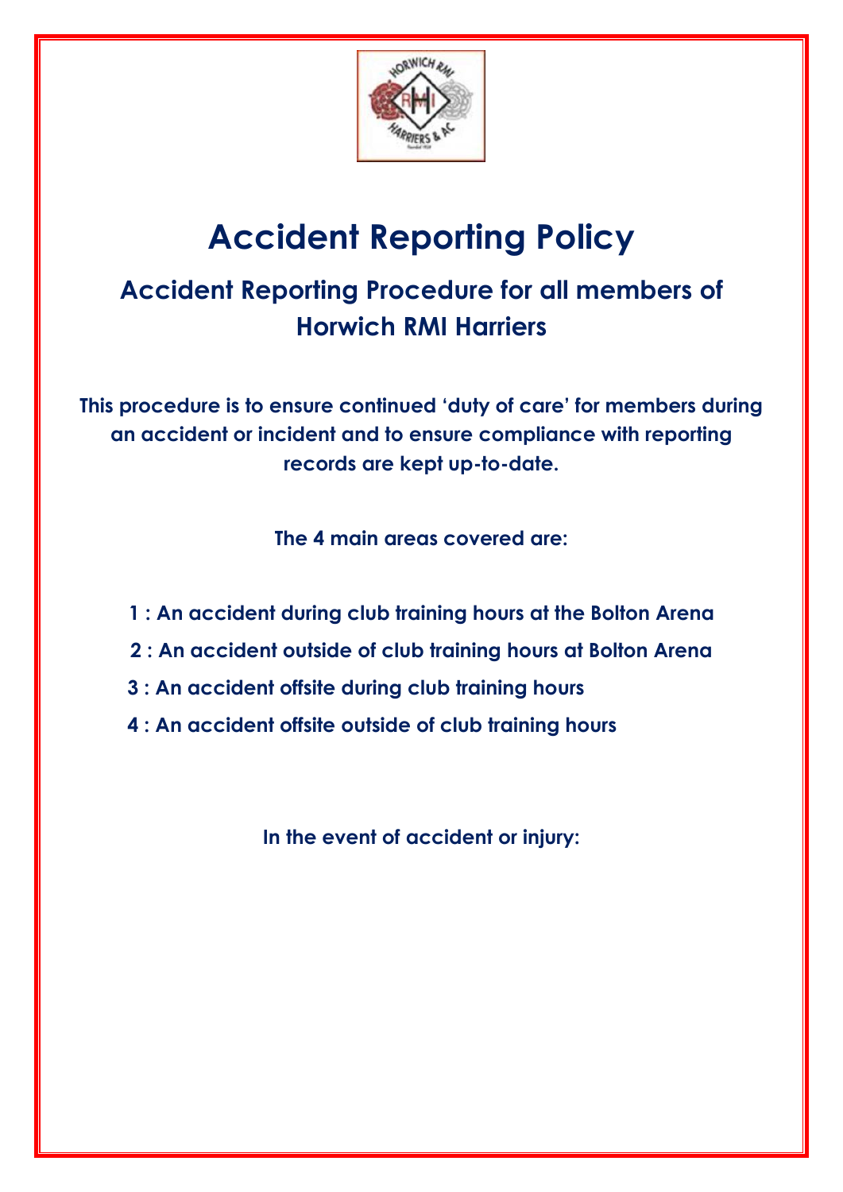# Accident Reporting Policy

## Accident Reporting Procedure for all members of Horwich RMI Harriers

**This procedure is to ensure continued 'duty of care' for members during an accident or incident and to ensure compliance with reporting records are kept up-to-date.**

**The 4 main areas covered are:**

**1 : An accident during club training hours at the Bolton Arena**

**2 : An accident outside of club training hours at Bolton Arena**

**3 : An accident offsite during club training hours**

**4 : An accident offsite outside of club training hours**

**In the event of accident or injury:**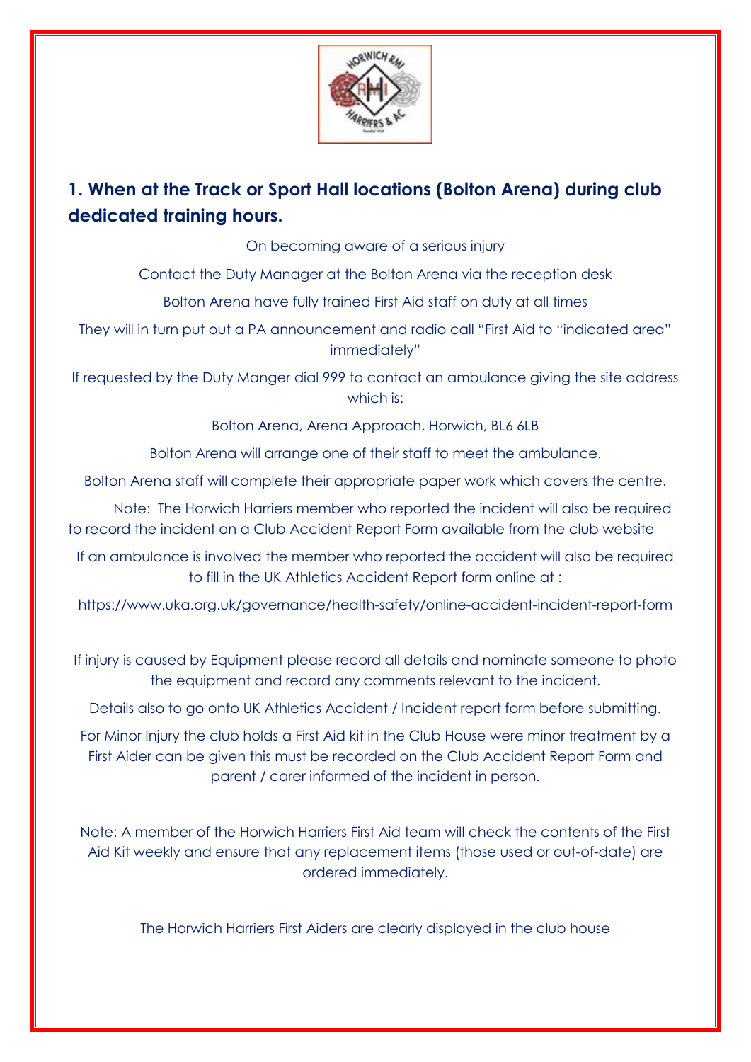## 1. When at the Track or Sport Hall locations (Bolton Arena) during club dedicated training hours.

On becoming aware of a serious injury

Contact the Duty Manager at the Bolton Arena via the reception desk

Bolton Arena have fully trained First Aid staff on duty at all times

They will in turn put out a PA announcement and radio call "First Aid to "indicated area" immediately"

If requested by the Duty Manger dial 999 to contact an ambulance giving the site address which is:

Bolton Arena, Arena Approach, Horwich, BL6 6LB

Bolton Arena will arrange one of their staff to meet the ambulance.

Bolton Arena staff will complete their appropriate paper work which covers the centre.

Note: The Horwich Harriers member who reported the incident will also be required to record the incident on a Club Accident Report Form available from the club website

If an ambulance is involved the member who reported the accident will also be required to fill in the UK Athletics Accident Report form online at :

https://www.uka.org.uk/governance/health-safety/online-accident-incident-report-form

If injury is caused by Equipment please record all details and nominate someone to photo the equipment and record any comments relevant to the incident.

Details also to go onto UK Athletics Accident / Incident report form before submitting.

For Minor Injury the club holds a First Aid kit in the Club House were minor treatment by a First Aider can be given this must be recorded on the Club Accident Report Form and parent / carer informed of the incident in person.

Note: A member of the Horwich Harriers First Aid team will check the contents of the First Aid Kit weekly and ensure that any replacement items (those used or out-of-date) are ordered immediately.

The Horwich Harriers First Aiders are clearly displayed in the club house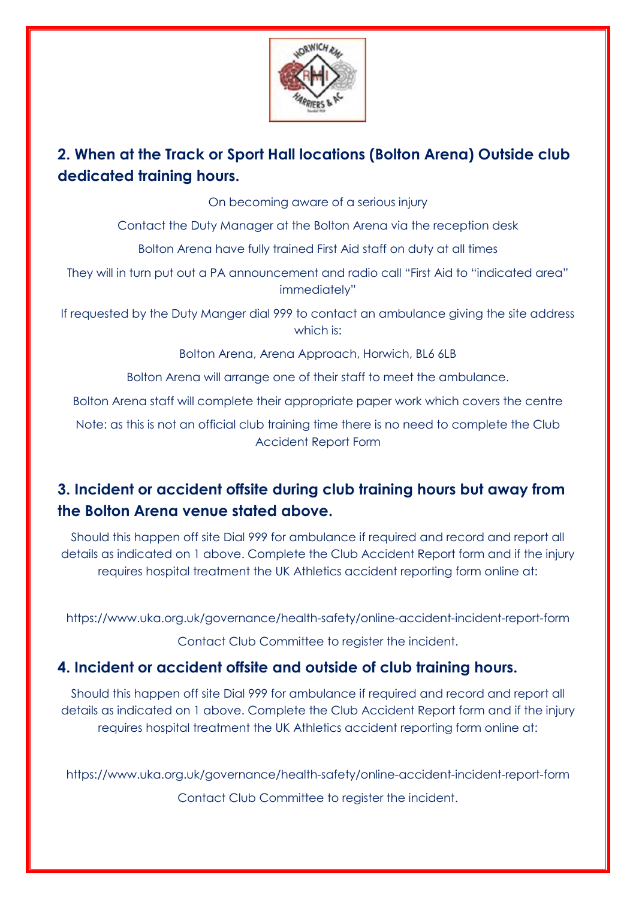## 2. When at the Track or Sport Hall locations (Bolton Arena) Outside club dedicated training hours.

On becoming aware of a serious injury

Contact the Duty Manager at the Bolton Arena via the reception desk

Bolton Arena have fully trained First Aid staff on duty at all times

They will in turn put out a PA announcement and radio call "First Aid to "indicated area" immediately"

If requested by the Duty Manger dial 999 to contact an ambulance giving the site address which is:

Bolton Arena, Arena Approach, Horwich, BL6 6LB

Bolton Arena will arrange one of their staff to meet the ambulance.

Bolton Arena staff will complete their appropriate paper work which covers the centre

Note: as this is not an official club training time there is no need to complete the Club Accident Report Form

## 3. Incident or accident offsite during club training hours but away from the Bolton Arena venue stated above.

Should this happen off site Dial 999 for ambulance if required and record and report all details as indicated on 1 above. Complete the Club Accident Report form and if the injury requires hospital treatment the UK Athletics accident reporting form online at:

https://www.uka.org.uk/governance/health-safety/online-accident-incident-report-form

Contact Club Committee to register the incident.

## 4. Incident or accident offsite and outside of club training hours.

Should this happen off site Dial 999 for ambulance if required and record and report all details as indicated on 1 above. Complete the Club Accident Report form and if the injury requires hospital treatment the UK Athletics accident reporting form online at:

https://www.uka.org.uk/governance/health-safety/online-accident-incident-report-form

Contact Club Committee to register the incident.